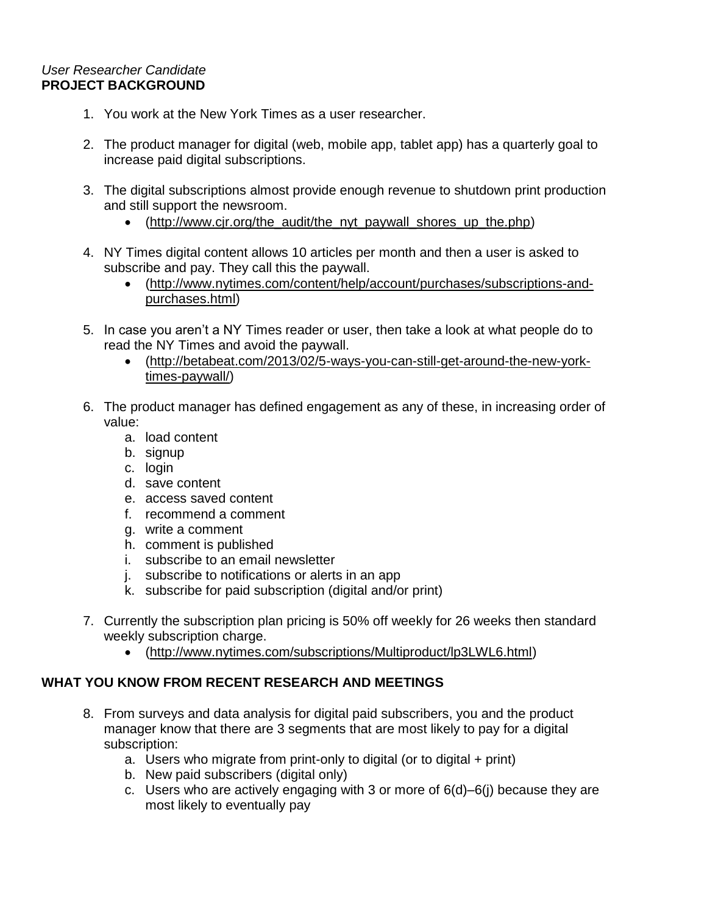*User Researcher Candidate*
**PROJECT BACKGROUND**

1. You work at the New York Times as a user researcher.

2. The product manager for digital (web, mobile app, tablet app) has a quarterly goal to increase paid digital subscriptions.

3. The digital subscriptions almost provide enough revenue to shutdown print production and still support the newsroom.
   - (http://www.cjr.org/the_audit/the_nyt_paywall_shores_up_the.php)

4. NY Times digital content allows 10 articles per month and then a user is asked to subscribe and pay. They call this the paywall.
   - (http://www.nytimes.com/content/help/account/purchases/subscriptions-and-purchases.html)

5. In case you aren't a NY Times reader or user, then take a look at what people do to read the NY Times and avoid the paywall.
   - (http://betabeat.com/2013/02/5-ways-you-can-still-get-around-the-new-york-times-paywall/)

6. The product manager has defined engagement as any of these, in increasing order of value:
   a. load content
   b. signup
   c. login
   d. save content
   e. access saved content
   f. recommend a comment
   g. write a comment
   h. comment is published
   i. subscribe to an email newsletter
   j. subscribe to notifications or alerts in an app
   k. subscribe for paid subscription (digital and/or print)

7. Currently the subscription plan pricing is 50% off weekly for 26 weeks then standard weekly subscription charge.
   - (http://www.nytimes.com/subscriptions/Multiproduct/lp3LWL6.html)

**WHAT YOU KNOW FROM RECENT RESEARCH AND MEETINGS**

8. From surveys and data analysis for digital paid subscribers, you and the product manager know that there are 3 segments that are most likely to pay for a digital subscription:
   a. Users who migrate from print-only to digital (or to digital + print)
   b. New paid subscribers (digital only)
   c. Users who are actively engaging with 3 or more of 6(d)–6(j) because they are most likely to eventually pay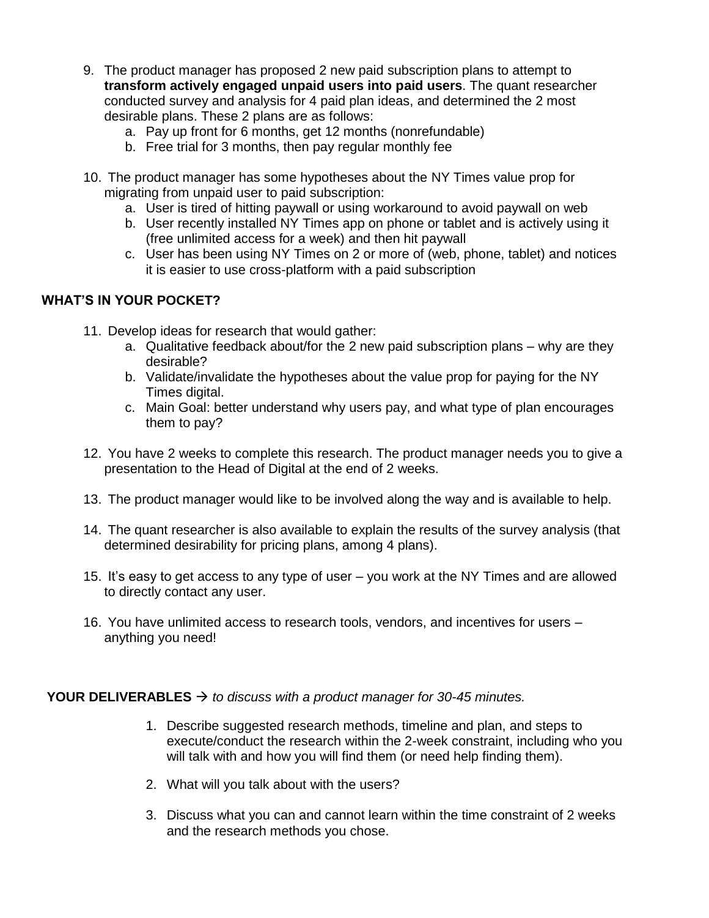9. The product manager has proposed 2 new paid subscription plans to attempt to **transform actively engaged unpaid users into paid users**. The quant researcher conducted survey and analysis for 4 paid plan ideas, and determined the 2 most desirable plans. These 2 plans are as follows:
   a. Pay up front for 6 months, get 12 months (nonrefundable)
   b. Free trial for 3 months, then pay regular monthly fee

10. The product manager has some hypotheses about the NY Times value prop for migrating from unpaid user to paid subscription:
    a. User is tired of hitting paywall or using workaround to avoid paywall on web
    b. User recently installed NY Times app on phone or tablet and is actively using it (free unlimited access for a week) and then hit paywall
    c. User has been using NY Times on 2 or more of (web, phone, tablet) and notices it is easier to use cross-platform with a paid subscription

## WHAT'S IN YOUR POCKET?

11. Develop ideas for research that would gather:
    a. Qualitative feedback about/for the 2 new paid subscription plans – why are they desirable?
    b. Validate/invalidate the hypotheses about the value prop for paying for the NY Times digital.
    c. Main Goal: better understand why users pay, and what type of plan encourages them to pay?

12. You have 2 weeks to complete this research. The product manager needs you to give a presentation to the Head of Digital at the end of 2 weeks.

13. The product manager would like to be involved along the way and is available to help.

14. The quant researcher is also available to explain the results of the survey analysis (that determined desirability for pricing plans, among 4 plans).

15. It's easy to get access to any type of user – you work at the NY Times and are allowed to directly contact any user.

16. You have unlimited access to research tools, vendors, and incentives for users – anything you need!

**YOUR DELIVERABLES** → *to discuss with a product manager for 30-45 minutes.*

1. Describe suggested research methods, timeline and plan, and steps to execute/conduct the research within the 2-week constraint, including who you will talk with and how you will find them (or need help finding them).

2. What will you talk about with the users?

3. Discuss what you can and cannot learn within the time constraint of 2 weeks and the research methods you chose.